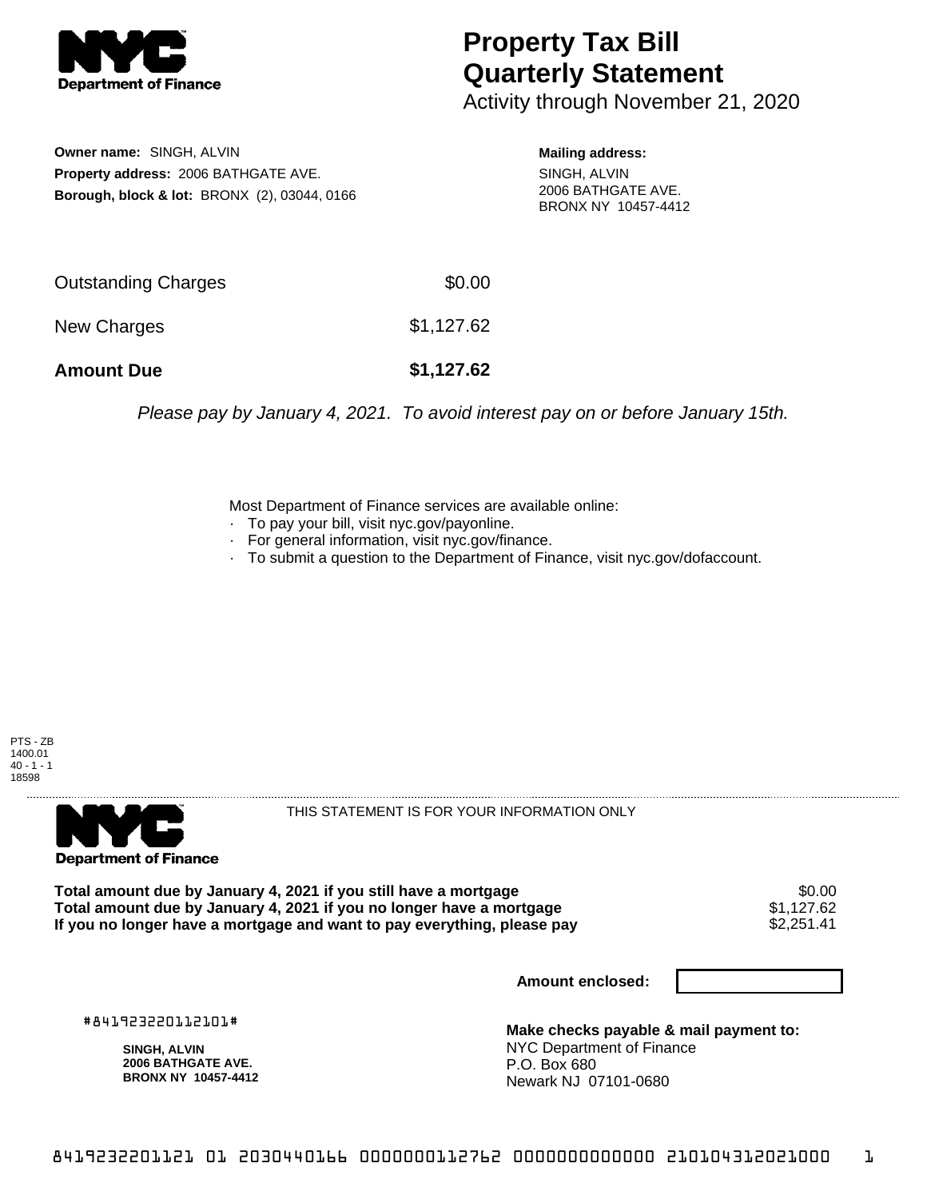**NYC Department of Finance**

# Property Tax Bill Quarterly Statement

Activity through November 21, 2020

**Owner name:** SINGH, ALVIN
**Property address:** 2006 BATHGATE AVE.
**Borough, block & lot:** BRONX (2), 03044, 0166

**Mailing address:**
SINGH, ALVIN
2006 BATHGATE AVE.
BRONX NY 10457-4412

| | |
|---|---|
| Outstanding Charges | $0.00 |
| New Charges | $1,127.62 |
| **Amount Due** | **$1,127.62** |

*Please pay by January 4, 2021. To avoid interest pay on or before January 15th.*

Most Department of Finance services are available online:

- To pay your bill, visit nyc.gov/payonline.
- For general information, visit nyc.gov/finance.
- To submit a question to the Department of Finance, visit nyc.gov/dofaccount.

PTS - ZB
1400.01
40 - 1 - 1
18598

**NYC Department of Finance**

THIS STATEMENT IS FOR YOUR INFORMATION ONLY

| | |
|---|---|
| **Total amount due by January 4, 2021 if you still have a mortgage** | $0.00 |
| **Total amount due by January 4, 2021 if you no longer have a mortgage** | $1,127.62 |
| **If you no longer have a mortgage and want to pay everything, please pay** | $2,251.41 |

**Amount enclosed:**

#841923220112101#

**SINGH, ALVIN**
**2006 BATHGATE AVE.**
**BRONX NY 10457-4412**

**Make checks payable & mail payment to:**
NYC Department of Finance
P.O. Box 680
Newark NJ 07101-0680

841923220112101 01 2030440166 0000000112762 0000000000000 210104312021000 1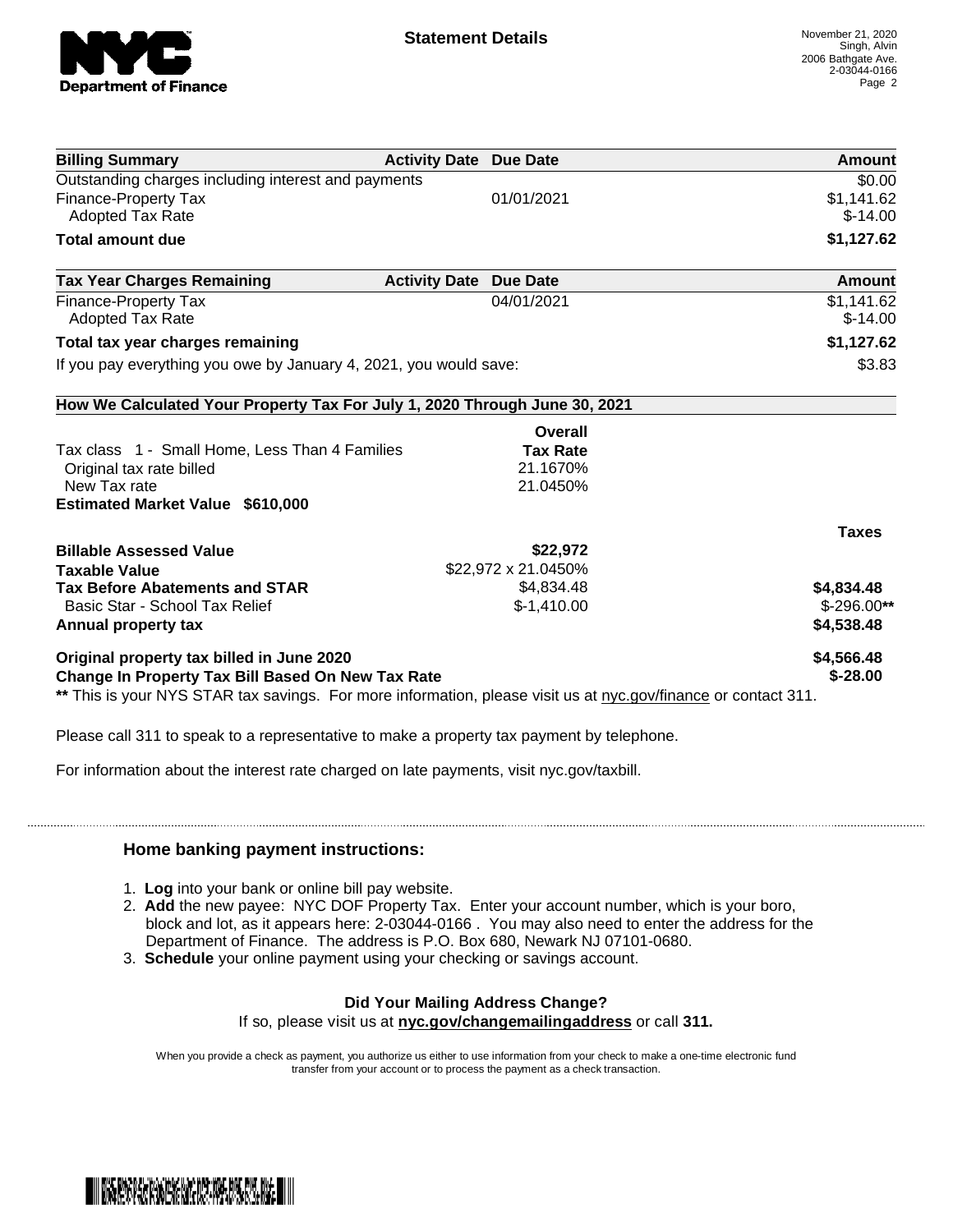**Statement Details**

November 21, 2020
Singh, Alvin
2006 Bathgate Ave.
2-03044-0166

| Billing Summary | Activity Date | Due Date | Amount |
| --- | --- | --- | --- |
| Outstanding charges including interest and payments | | | $0.00 |
| Finance-Property Tax | | 01/01/2021 | $1,141.62 |
| Adopted Tax Rate | | | $-14.00 |
| **Total amount due** | | | **$1,127.62** |

| Tax Year Charges Remaining | Activity Date | Due Date | Amount |
| --- | --- | --- | --- |
| Finance-Property Tax | | 04/01/2021 | $1,141.62 |
| Adopted Tax Rate | | | $-14.00 |
| **Total tax year charges remaining** | | | **$1,127.62** |
| If you pay everything you owe by January 4, 2021, you would save: | | | $3.83 |

**How We Calculated Your Property Tax For July 1, 2020 Through June 30, 2021**

| | Overall Tax Rate | Taxes |
| --- | --- | --- |
| Tax class 1 - Small Home, Less Than 4 Families | | |
| Original tax rate billed | 21.1670% | |
| New Tax rate | 21.0450% | |
| **Estimated Market Value $610,000** | | |
| **Billable Assessed Value** | **$22,972** | |
| **Taxable Value** | $22,972 x 21.0450% | |
| **Tax Before Abatements and STAR** | $4,834.48 | **$4,834.48** |
| Basic Star - School Tax Relief | $-1,410.00 | $-296.00** |
| **Annual property tax** | | **$4,538.48** |
| **Original property tax billed in June 2020** | | **$4,566.48** |
| **Change In Property Tax Bill Based On New Tax Rate** | | **$-28.00** |

** This is your NYS STAR tax savings. For more information, please visit us at nyc.gov/finance or contact 311.

Please call 311 to speak to a representative to make a property tax payment by telephone.

For information about the interest rate charged on late payments, visit nyc.gov/taxbill.

## Home banking payment instructions:

1. **Log** into your bank or online bill pay website.
2. **Add** the new payee: NYC DOF Property Tax. Enter your account number, which is your boro, block and lot, as it appears here: 2-03044-0166 . You may also need to enter the address for the Department of Finance. The address is P.O. Box 680, Newark NJ 07101-0680.
3. **Schedule** your online payment using your checking or savings account.

**Did Your Mailing Address Change?**
If so, please visit us at **nyc.gov/changemailingaddress** or call **311.**

When you provide a check as payment, you authorize us either to use information from your check to make a one-time electronic fund transfer from your account or to process the payment as a check transaction.